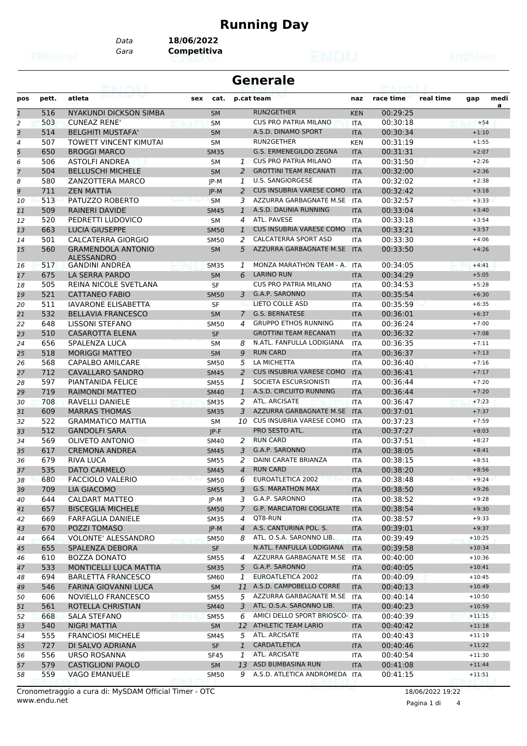# Running Day

Data **18/06/2022**
Gara **Competitiva**

## Generale

| pos | pett. | atleta | sex | cat. | p.cat | team | naz | race time | real time | gap | media |
|---|---|---|---|---|---|---|---|---|---|---|---|
| 1 | 516 | NYAKUNDI DICKSON SIMBA | | SM | | RUN2GETHER | KEN | 00:29:25 | | | |
| 2 | 503 | CUNEAZ RENE' | | SM | | CUS PRO PATRIA MILANO | ITA | 00:30:18 | | +54 | |
| 3 | 514 | BELGHITI MUSTAFA' | | SM | | A.S.D. DINAMO SPORT | ITA | 00:30:34 | | +1:10 | |
| 4 | 507 | TOWETT VINCENT KIMUTAI | | SM | | RUN2GETHER | KEN | 00:31:19 | | +1:55 | |
| 5 | 650 | BROGGI MARCO | | SM35 | | G.S. ERMENEGILDO ZEGNA | ITA | 00:31:31 | | +2:07 | |
| 6 | 506 | ASTOLFI ANDREA | | SM | 1 | CUS PRO PATRIA MILANO | ITA | 00:31:50 | | +2:26 | |
| 7 | 504 | BELLUSCHI MICHELE | | SM | 2 | GROTTINI TEAM RECANATI | ITA | 00:32:00 | | +2:36 | |
| 8 | 580 | ZANZOTTERA MARCO | | JP-M | 1 | U.S. SANGIORGESE | ITA | 00:32:02 | | +2:38 | |
| 9 | 711 | ZEN MATTIA | | JP-M | 2 | CUS INSUBRIA VARESE COMO | ITA | 00:32:42 | | +3:18 | |
| 10 | 513 | PATUZZO ROBERTO | | SM | 3 | AZZURRA GARBAGNATE M.SE | ITA | 00:32:57 | | +3:33 | |
| 11 | 509 | RAINERI DAVIDE | | SM45 | 1 | A.S.D. DAUNIA RUNNING | ITA | 00:33:04 | | +3:40 | |
| 12 | 520 | PEDRETTI LUDOVICO | | SM | 4 | ATL. PAVESE | ITA | 00:33:18 | | +3:54 | |
| 13 | 663 | LUCIA GIUSEPPE | | SM50 | 1 | CUS INSUBRIA VARESE COMO | ITA | 00:33:21 | | +3:57 | |
| 14 | 501 | CALCATERRA GIORGIO | | SM50 | 2 | CALCATERRA SPORT ASD | ITA | 00:33:30 | | +4:06 | |
| 15 | 560 | GRAMENDOLA ANTONIO ALESSANDRO | | SM | 5 | AZZURRA GARBAGNATE M.SE | ITA | 00:33:50 | | +4:26 | |
| 16 | 517 | GANDINI ANDREA | | SM35 | 1 | MONZA MARATHON TEAM - A. | ITA | 00:34:05 | | +4:41 | |
| 17 | 675 | LA SERRA PARDO | | SM | 6 | LARINO RUN | ITA | 00:34:29 | | +5:05 | |
| 18 | 505 | REINA NICOLE SVETLANA | | SF | | CUS PRO PATRIA MILANO | ITA | 00:34:53 | | +5:28 | |
| 19 | 521 | CATTANEO FABIO | | SM50 | 3 | G.A.P. SARONNO | ITA | 00:35:54 | | +6:30 | |
| 20 | 511 | IAVARONE ELISABETTA | | SF | | LIETO COLLE ASD | ITA | 00:35:59 | | +6:35 | |
| 21 | 532 | BELLAVIA FRANCESCO | | SM | 7 | G.S. BERNATESE | ITA | 00:36:01 | | +6:37 | |
| 22 | 648 | LISSONI STEFANO | | SM50 | 4 | GRUPPO ETHOS RUNNING | ITA | 00:36:24 | | +7:00 | |
| 23 | 510 | CASAROTTA ELENA | | SF | | GROTTINI TEAM RECANATI | ITA | 00:36:32 | | +7:08 | |
| 24 | 656 | SPALENZA LUCA | | SM | 8 | N.ATL. FANFULLA LODIGIANA | ITA | 00:36:35 | | +7:11 | |
| 25 | 518 | MORIGGI MATTEO | | SM | 9 | RUN CARD | ITA | 00:36:37 | | +7:13 | |
| 26 | 568 | CAPALBO AMILCARE | | SM50 | 5 | LA MICHETTA | ITA | 00:36:40 | | +7:16 | |
| 27 | 712 | CAVALLARO SANDRO | | SM45 | 2 | CUS INSUBRIA VARESE COMO | ITA | 00:36:41 | | +7:17 | |
| 28 | 597 | PIANTANIDA FELICE | | SM55 | 1 | SOCIETA ESCURSIONISTI | ITA | 00:36:44 | | +7:20 | |
| 29 | 719 | RAIMONDI MATTEO | | SM40 | 1 | A.S.D. CIRCUITO RUNNING | ITA | 00:36:44 | | +7:20 | |
| 30 | 708 | RAVELLI DANIELE | | SM35 | 2 | ATL. ARCISATE | ITA | 00:36:47 | | +7:23 | |
| 31 | 609 | MARRAS THOMAS | | SM35 | 3 | AZZURRA GARBAGNATE M.SE | ITA | 00:37:01 | | +7:37 | |
| 32 | 522 | GRAMMATICO MATTIA | | SM | 10 | CUS INSUBRIA VARESE COMO | ITA | 00:37:23 | | +7:59 | |
| 33 | 512 | GANDOLFI SARA | | JP-F | | PRO SESTO ATL. | ITA | 00:37:27 | | +8:03 | |
| 34 | 569 | OLIVETO ANTONIO | | SM40 | 2 | RUN CARD | ITA | 00:37:51 | | +8:27 | |
| 35 | 617 | CREMONA ANDREA | | SM45 | 3 | G.A.P. SARONNO | ITA | 00:38:05 | | +8:41 | |
| 36 | 679 | RIVA LUCA | | SM55 | 2 | DAINI CARATE BRIANZA | ITA | 00:38:15 | | +8:51 | |
| 37 | 535 | DATO CARMELO | | SM45 | 4 | RUN CARD | ITA | 00:38:20 | | +8:56 | |
| 38 | 680 | FACCIOLO VALERIO | | SM50 | 6 | EUROATLETICA 2002 | ITA | 00:38:48 | | +9:24 | |
| 39 | 709 | LIA GIACOMO | | SM55 | 3 | G.S. MARATHON MAX | ITA | 00:38:50 | | +9:26 | |
| 40 | 644 | CALDART MATTEO | | JP-M | 3 | G.A.P. SARONNO | ITA | 00:38:52 | | +9:28 | |
| 41 | 657 | BISCEGLIA MICHELE | | SM50 | 7 | G.P. MARCIATORI COGLIATE | ITA | 00:38:54 | | +9:30 | |
| 42 | 669 | FARFAGLIA DANIELE | | SM35 | 4 | QT8-RUN | ITA | 00:38:57 | | +9:33 | |
| 43 | 670 | POZZI TOMASO | | JP-M | 4 | A.S. CANTURINA POL. S. | ITA | 00:39:01 | | +9:37 | |
| 44 | 664 | VOLONTE' ALESSANDRO | | SM50 | 8 | ATL. O.S.A. SARONNO LIB. | ITA | 00:39:49 | | +10:25 | |
| 45 | 655 | SPALENZA DEBORA | | SF | | N.ATL. FANFULLA LODIGIANA | ITA | 00:39:58 | | +10:34 | |
| 46 | 610 | BOZZA DONATO | | SM55 | 4 | AZZURRA GARBAGNATE M.SE | ITA | 00:40:00 | | +10:36 | |
| 47 | 533 | MONTICELLI LUCA MATTIA | | SM35 | 5 | G.A.P. SARONNO | ITA | 00:40:05 | | +10:41 | |
| 48 | 694 | BARLETTA FRANCESCO | | SM60 | 1 | EUROATLETICA 2002 | ITA | 00:40:09 | | +10:45 | |
| 49 | 546 | FARINA GIOVANNI LUCA | | SM | 11 | A.S.D. CAMPOBELLO CORRE | ITA | 00:40:13 | | +10:49 | |
| 50 | 606 | NOVIELLO FRANCESCO | | SM55 | 5 | AZZURRA GARBAGNATE M.SE | ITA | 00:40:14 | | +10:50 | |
| 51 | 561 | ROTELLA CHRISTIAN | | SM40 | 3 | ATL. O.S.A. SARONNO LIB. | ITA | 00:40:23 | | +10:59 | |
| 52 | 668 | SALA STEFANO | | SM55 | 6 | AMICI DELLO SPORT BRIOSCO- | ITA | 00:40:39 | | +11:15 | |
| 53 | 540 | NIGRI MATTIA | | SM | 12 | ATHLETIC TEAM LARIO | ITA | 00:40:42 | | +11:18 | |
| 54 | 555 | FRANCIOSI MICHELE | | SM45 | 5 | ATL. ARCISATE | ITA | 00:40:43 | | +11:19 | |
| 55 | 727 | DI SALVO ADRIANA | | SF | 1 | CARDATLETICA | ITA | 00:40:46 | | +11:22 | |
| 56 | 556 | URSO ROSANNA | | SF45 | 1 | ATL. ARCISATE | ITA | 00:40:54 | | +11:30 | |
| 57 | 579 | CASTIGLIONI PAOLO | | SM | 13 | ASD BUMBASINA RUN | ITA | 00:41:08 | | +11:44 | |
| 58 | 559 | VAGO EMANUELE | | SM50 | 9 | A.S.D. ATLETICA ANDROMEDA | ITA | 00:41:15 | | +11:51 | |

Cronometraggio a cura di: MySDAM Official Timer - OTC
www.endu.net

18/06/2022 19:22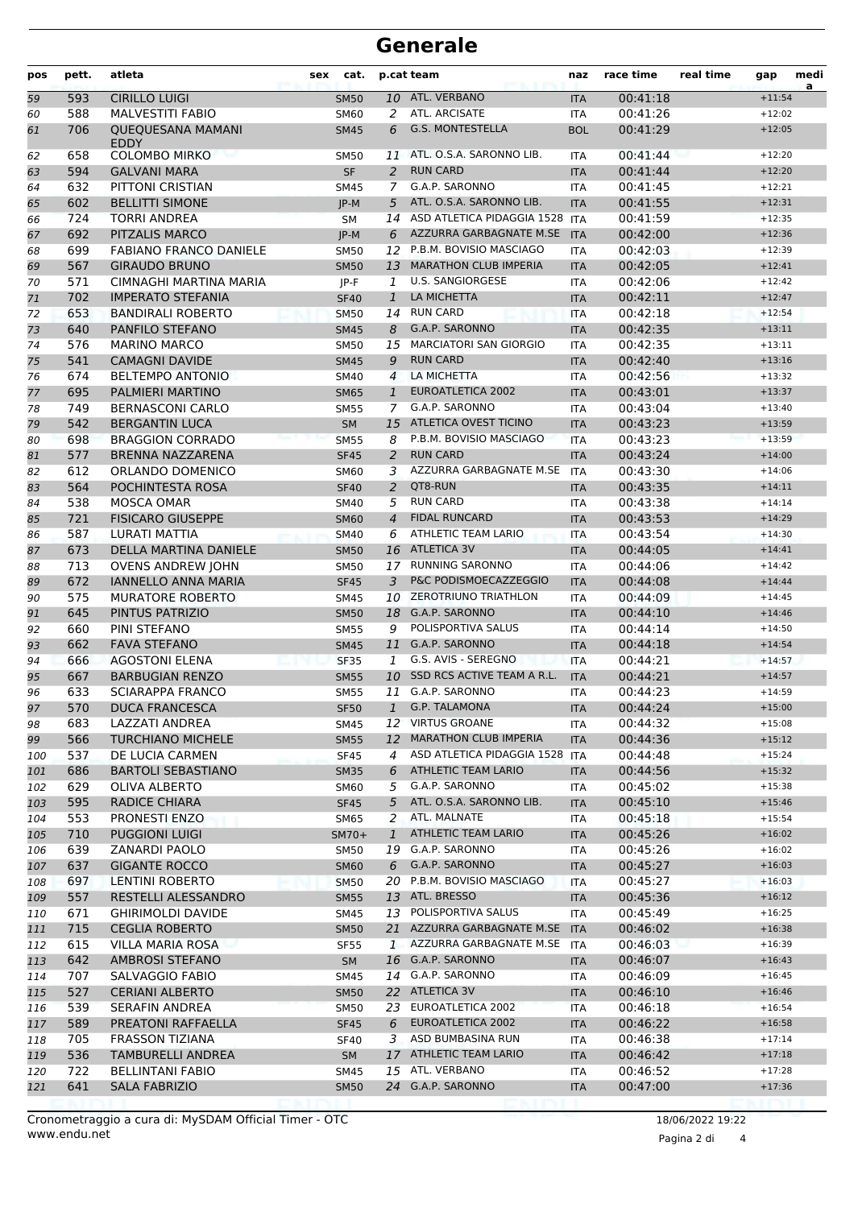# Generale

| pos | pett. | atleta | sex | cat. | p.cat | team | naz | race time | real time | gap | media |
|---|---|---|---|---|---|---|---|---|---|---|---|
| 59 | 593 | CIRILLO LUIGI | | SM50 | 10 | ATL. VERBANO | ITA | 00:41:18 | | +11:54 | |
| 60 | 588 | MALVESTITI FABIO | | SM60 | 2 | ATL. ARCISATE | ITA | 00:41:26 | | +12:02 | |
| 61 | 706 | QUEQUESANA MAMANI EDDY | | SM45 | 6 | G.S. MONTESTELLA | BOL | 00:41:29 | | +12:05 | |
| 62 | 658 | COLOMBO MIRKO | | SM50 | 11 | ATL. O.S.A. SARONNO LIB. | ITA | 00:41:44 | | +12:20 | |
| 63 | 594 | GALVANI MARA | | SF | 2 | RUN CARD | ITA | 00:41:44 | | +12:20 | |
| 64 | 632 | PITTONI CRISTIAN | | SM45 | 7 | G.A.P. SARONNO | ITA | 00:41:45 | | +12:21 | |
| 65 | 602 | BELLITTI SIMONE | | JP-M | 5 | ATL. O.S.A. SARONNO LIB. | ITA | 00:41:55 | | +12:31 | |
| 66 | 724 | TORRI ANDREA | | SM | 14 | ASD ATLETICA PIDAGGIA 1528 | ITA | 00:41:59 | | +12:35 | |
| 67 | 692 | PITZALIS MARCO | | JP-M | 6 | AZZURRA GARBAGNATE M.SE | ITA | 00:42:00 | | +12:36 | |
| 68 | 699 | FABIANO FRANCO DANIELE | | SM50 | 12 | P.B.M. BOVISIO MASCIAGO | ITA | 00:42:03 | | +12:39 | |
| 69 | 567 | GIRAUDO BRUNO | | SM50 | 13 | MARATHON CLUB IMPERIA | ITA | 00:42:05 | | +12:41 | |
| 70 | 571 | CIMNAGHI MARTINA MARIA | | JP-F | 1 | U.S. SANGIORGESE | ITA | 00:42:06 | | +12:42 | |
| 71 | 702 | IMPERATO STEFANIA | | SF40 | 1 | LA MICHETTA | ITA | 00:42:11 | | +12:47 | |
| 72 | 653 | BANDIRALI ROBERTO | | SM50 | 14 | RUN CARD | ITA | 00:42:18 | | +12:54 | |
| 73 | 640 | PANFILO STEFANO | | SM45 | 8 | G.A.P. SARONNO | ITA | 00:42:35 | | +13:11 | |
| 74 | 576 | MARINO MARCO | | SM50 | 15 | MARCIATORI SAN GIORGIO | ITA | 00:42:35 | | +13:11 | |
| 75 | 541 | CAMAGNI DAVIDE | | SM45 | 9 | RUN CARD | ITA | 00:42:40 | | +13:16 | |
| 76 | 674 | BELTEMPO ANTONIO | | SM40 | 4 | LA MICHETTA | ITA | 00:42:56 | | +13:32 | |
| 77 | 695 | PALMIERI MARTINO | | SM65 | 1 | EUROATLETICA 2002 | ITA | 00:43:01 | | +13:37 | |
| 78 | 749 | BERNASCONI CARLO | | SM55 | 7 | G.A.P. SARONNO | ITA | 00:43:04 | | +13:40 | |
| 79 | 542 | BERGANTIN LUCA | | SM | 15 | ATLETICA OVEST TICINO | ITA | 00:43:23 | | +13:59 | |
| 80 | 698 | BRAGGION CORRADO | | SM55 | 8 | P.B.M. BOVISIO MASCIAGO | ITA | 00:43:23 | | +13:59 | |
| 81 | 577 | BRENNA NAZZARENA | | SF45 | 2 | RUN CARD | ITA | 00:43:24 | | +14:00 | |
| 82 | 612 | ORLANDO DOMENICO | | SM60 | 3 | AZZURRA GARBAGNATE M.SE | ITA | 00:43:30 | | +14:06 | |
| 83 | 564 | POCHINTESTA ROSA | | SF40 | 2 | QT8-RUN | ITA | 00:43:35 | | +14:11 | |
| 84 | 538 | MOSCA OMAR | | SM40 | 5 | RUN CARD | ITA | 00:43:38 | | +14:14 | |
| 85 | 721 | FISICARO GIUSEPPE | | SM60 | 4 | FIDAL RUNCARD | ITA | 00:43:53 | | +14:29 | |
| 86 | 587 | LURATI MATTIA | | SM40 | 6 | ATHLETIC TEAM LARIO | ITA | 00:43:54 | | +14:30 | |
| 87 | 673 | DELLA MARTINA DANIELE | | SM50 | 16 | ATLETICA 3V | ITA | 00:44:05 | | +14:41 | |
| 88 | 713 | OVENS ANDREW JOHN | | SM50 | 17 | RUNNING SARONNO | ITA | 00:44:06 | | +14:42 | |
| 89 | 672 | IANNELLO ANNA MARIA | | SF45 | 3 | P&C PODISMOECAZZEGGIO | ITA | 00:44:08 | | +14:44 | |
| 90 | 575 | MURATORE ROBERTO | | SM45 | 10 | ZEROTRIUNO TRIATHLON | ITA | 00:44:09 | | +14:45 | |
| 91 | 645 | PINTUS PATRIZIO | | SM50 | 18 | G.A.P. SARONNO | ITA | 00:44:10 | | +14:46 | |
| 92 | 660 | PINI STEFANO | | SM55 | 9 | POLISPORTIVA SALUS | ITA | 00:44:14 | | +14:50 | |
| 93 | 662 | FAVA STEFANO | | SM45 | 11 | G.A.P. SARONNO | ITA | 00:44:18 | | +14:54 | |
| 94 | 666 | AGOSTONI ELENA | | SF35 | 1 | G.S. AVIS - SEREGNO | ITA | 00:44:21 | | +14:57 | |
| 95 | 667 | BARBUGIAN RENZO | | SM55 | 10 | SSD RCS ACTIVE TEAM A R.L. | ITA | 00:44:21 | | +14:57 | |
| 96 | 633 | SCIARAPPA FRANCO | | SM55 | 11 | G.A.P. SARONNO | ITA | 00:44:23 | | +14:59 | |
| 97 | 570 | DUCA FRANCESCA | | SF50 | 1 | G.P. TALAMONA | ITA | 00:44:24 | | +15:00 | |
| 98 | 683 | LAZZATI ANDREA | | SM45 | 12 | VIRTUS GROANE | ITA | 00:44:32 | | +15:08 | |
| 99 | 566 | TURCHIANO MICHELE | | SM55 | 12 | MARATHON CLUB IMPERIA | ITA | 00:44:36 | | +15:12 | |
| 100 | 537 | DE LUCIA CARMEN | | SF45 | 4 | ASD ATLETICA PIDAGGIA 1528 | ITA | 00:44:48 | | +15:24 | |
| 101 | 686 | BARTOLI SEBASTIANO | | SM35 | 6 | ATHLETIC TEAM LARIO | ITA | 00:44:56 | | +15:32 | |
| 102 | 629 | OLIVA ALBERTO | | SM60 | 5 | G.A.P. SARONNO | ITA | 00:45:02 | | +15:38 | |
| 103 | 595 | RADICE CHIARA | | SF45 | 5 | ATL. O.S.A. SARONNO LIB. | ITA | 00:45:10 | | +15:46 | |
| 104 | 553 | PRONESTI ENZO | | SM65 | 2 | ATL. MALNATE | ITA | 00:45:18 | | +15:54 | |
| 105 | 710 | PUGGIONI LUIGI | | SM70+ | 1 | ATHLETIC TEAM LARIO | ITA | 00:45:26 | | +16:02 | |
| 106 | 639 | ZANARDI PAOLO | | SM50 | 19 | G.A.P. SARONNO | ITA | 00:45:26 | | +16:02 | |
| 107 | 637 | GIGANTE ROCCO | | SM60 | 6 | G.A.P. SARONNO | ITA | 00:45:27 | | +16:03 | |
| 108 | 697 | LENTINI ROBERTO | | SM50 | 20 | P.B.M. BOVISIO MASCIAGO | ITA | 00:45:27 | | +16:03 | |
| 109 | 557 | RESTELLI ALESSANDRO | | SM55 | 13 | ATL. BRESSO | ITA | 00:45:36 | | +16:12 | |
| 110 | 671 | GHIRIMOLDI DAVIDE | | SM45 | 13 | POLISPORTIVA SALUS | ITA | 00:45:49 | | +16:25 | |
| 111 | 715 | CEGLIA ROBERTO | | SM50 | 21 | AZZURRA GARBAGNATE M.SE | ITA | 00:46:02 | | +16:38 | |
| 112 | 615 | VILLA MARIA ROSA | | SF55 | 1 | AZZURRA GARBAGNATE M.SE | ITA | 00:46:03 | | +16:39 | |
| 113 | 642 | AMBROSI STEFANO | | SM | 16 | G.A.P. SARONNO | ITA | 00:46:07 | | +16:43 | |
| 114 | 707 | SALVAGGIO FABIO | | SM45 | 14 | G.A.P. SARONNO | ITA | 00:46:09 | | +16:45 | |
| 115 | 527 | CERIANI ALBERTO | | SM50 | 22 | ATLETICA 3V | ITA | 00:46:10 | | +16:46 | |
| 116 | 539 | SERAFIN ANDREA | | SM50 | 23 | EUROATLETICA 2002 | ITA | 00:46:18 | | +16:54 | |
| 117 | 589 | PREATONI RAFFAELLA | | SF45 | 6 | EUROATLETICA 2002 | ITA | 00:46:22 | | +16:58 | |
| 118 | 705 | FRASSON TIZIANA | | SF40 | 3 | ASD BUMBASINA RUN | ITA | 00:46:38 | | +17:14 | |
| 119 | 536 | TAMBURELLI ANDREA | | SM | 17 | ATHLETIC TEAM LARIO | ITA | 00:46:42 | | +17:18 | |
| 120 | 722 | BELLINTANI FABIO | | SM45 | 15 | ATL. VERBANO | ITA | 00:46:52 | | +17:28 | |
| 121 | 641 | SALA FABRIZIO | | SM50 | 24 | G.A.P. SARONNO | ITA | 00:47:00 | | +17:36 | |

Cronometraggio a cura di: MySDAM Official Timer - OTC
www.endu.net

18/06/2022 19:22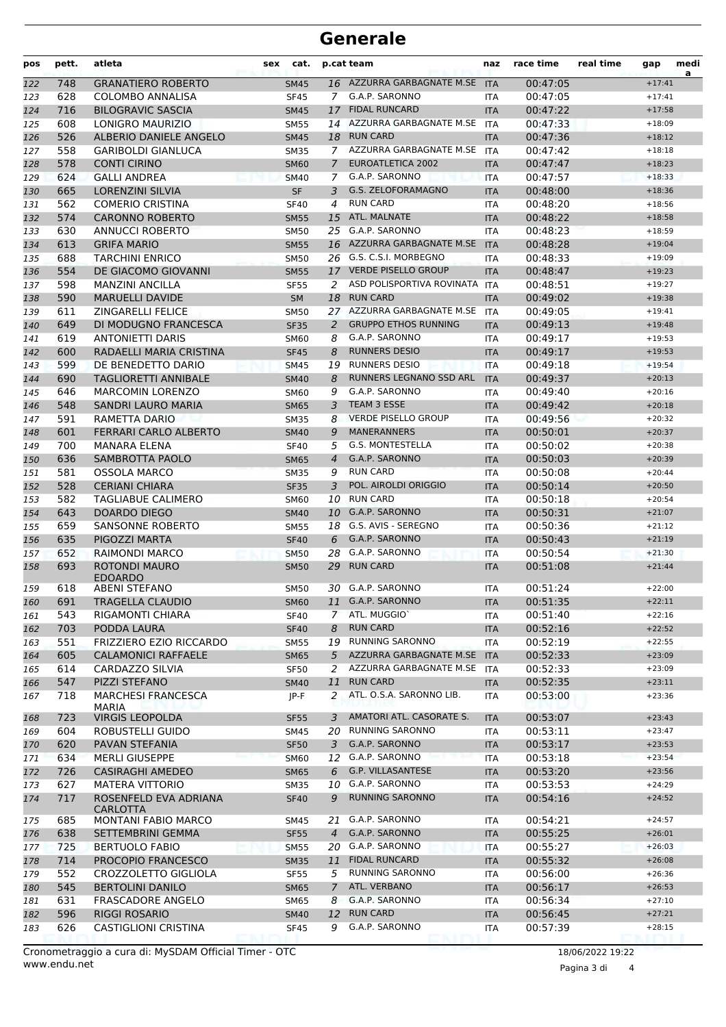# Generale

| pos | pett. | atleta | sex | cat. | p.cat | team | naz | race time | real time | gap | media |
|---|---|---|---|---|---|---|---|---|---|---|---|
| 122 | 748 | GRANATIERO ROBERTO | | SM45 | 16 | AZZURRA GARBAGNATE M.SE | ITA | 00:47:05 | | +17:41 | |
| 123 | 628 | COLOMBO ANNALISA | | SF45 | 7 | G.A.P. SARONNO | ITA | 00:47:05 | | +17:41 | |
| 124 | 716 | BILOGRAVIC SASCIA | | SM45 | 17 | FIDAL RUNCARD | ITA | 00:47:22 | | +17:58 | |
| 125 | 608 | LONIGRO MAURIZIO | | SM55 | 14 | AZZURRA GARBAGNATE M.SE | ITA | 00:47:33 | | +18:09 | |
| 126 | 526 | ALBERIO DANIELE ANGELO | | SM45 | 18 | RUN CARD | ITA | 00:47:36 | | +18:12 | |
| 127 | 558 | GARIBOLDI GIANLUCA | | SM35 | 7 | AZZURRA GARBAGNATE M.SE | ITA | 00:47:42 | | +18:18 | |
| 128 | 578 | CONTI CIRINO | | SM60 | 7 | EUROATLETICA 2002 | ITA | 00:47:47 | | +18:23 | |
| 129 | 624 | GALLI ANDREA | | SM40 | 7 | G.A.P. SARONNO | ITA | 00:47:57 | | +18:33 | |
| 130 | 665 | LORENZINI SILVIA | | SF | 3 | G.S. ZELOFORAMAGNO | ITA | 00:48:00 | | +18:36 | |
| 131 | 562 | COMERIO CRISTINA | | SF40 | 4 | RUN CARD | ITA | 00:48:20 | | +18:56 | |
| 132 | 574 | CARONNO ROBERTO | | SM55 | 15 | ATL. MALNATE | ITA | 00:48:22 | | +18:58 | |
| 133 | 630 | ANNUCCI ROBERTO | | SM50 | 25 | G.A.P. SARONNO | ITA | 00:48:23 | | +18:59 | |
| 134 | 613 | GRIFA MARIO | | SM55 | 16 | AZZURRA GARBAGNATE M.SE | ITA | 00:48:28 | | +19:04 | |
| 135 | 688 | TARCHINI ENRICO | | SM50 | 26 | G.S. C.S.I. MORBEGNO | ITA | 00:48:33 | | +19:09 | |
| 136 | 554 | DE GIACOMO GIOVANNI | | SM55 | 17 | VERDE PISELLO GROUP | ITA | 00:48:47 | | +19:23 | |
| 137 | 598 | MANZINI ANCILLA | | SF55 | 2 | ASD POLISPORTIVA ROVINATA | ITA | 00:48:51 | | +19:27 | |
| 138 | 590 | MARUELLI DAVIDE | | SM | 18 | RUN CARD | ITA | 00:49:02 | | +19:38 | |
| 139 | 611 | ZINGARELLI FELICE | | SM50 | 27 | AZZURRA GARBAGNATE M.SE | ITA | 00:49:05 | | +19:41 | |
| 140 | 649 | DI MODUGNO FRANCESCA | | SF35 | 2 | GRUPPO ETHOS RUNNING | ITA | 00:49:13 | | +19:48 | |
| 141 | 619 | ANTONIETTI DARIS | | SM60 | 8 | G.A.P. SARONNO | ITA | 00:49:17 | | +19:53 | |
| 142 | 600 | RADAELLI MARIA CRISTINA | | SF45 | 8 | RUNNERS DESIO | ITA | 00:49:17 | | +19:53 | |
| 143 | 599 | DE BENEDETTO DARIO | | SM45 | 19 | RUNNERS DESIO | ITA | 00:49:18 | | +19:54 | |
| 144 | 690 | TAGLIORETTI ANNIBALE | | SM40 | 8 | RUNNERS LEGNANO SSD ARL | ITA | 00:49:37 | | +20:13 | |
| 145 | 646 | MARCOMIN LORENZO | | SM60 | 9 | G.A.P. SARONNO | ITA | 00:49:40 | | +20:16 | |
| 146 | 548 | SANDRI LAURO MARIA | | SM65 | 3 | TEAM 3 ESSE | ITA | 00:49:42 | | +20:18 | |
| 147 | 591 | RAMETTA DARIO | | SM35 | 8 | VERDE PISELLO GROUP | ITA | 00:49:56 | | +20:32 | |
| 148 | 601 | FERRARI CARLO ALBERTO | | SM40 | 9 | MANERANNERS | ITA | 00:50:01 | | +20:37 | |
| 149 | 700 | MANARA ELENA | | SF40 | 5 | G.S. MONTESTELLA | ITA | 00:50:02 | | +20:38 | |
| 150 | 636 | SAMBROTTA PAOLO | | SM65 | 4 | G.A.P. SARONNO | ITA | 00:50:03 | | +20:39 | |
| 151 | 581 | OSSOLA MARCO | | SM35 | 9 | RUN CARD | ITA | 00:50:08 | | +20:44 | |
| 152 | 528 | CERIANI CHIARA | | SF35 | 3 | POL. AIROLDI ORIGGIO | ITA | 00:50:14 | | +20:50 | |
| 153 | 582 | TAGLIABUE CALIMERO | | SM60 | 10 | RUN CARD | ITA | 00:50:18 | | +20:54 | |
| 154 | 643 | DOARDO DIEGO | | SM40 | 10 | G.A.P. SARONNO | ITA | 00:50:31 | | +21:07 | |
| 155 | 659 | SANSONNE ROBERTO | | SM55 | 18 | G.S. AVIS - SEREGNO | ITA | 00:50:36 | | +21:12 | |
| 156 | 635 | PIGOZZI MARTA | | SF40 | 6 | G.A.P. SARONNO | ITA | 00:50:43 | | +21:19 | |
| 157 | 652 | RAIMONDI MARCO | | SM50 | 28 | G.A.P. SARONNO | ITA | 00:50:54 | | +21:30 | |
| 158 | 693 | ROTONDI MAURO EDOARDO | | SM50 | 29 | RUN CARD | ITA | 00:51:08 | | +21:44 | |
| 159 | 618 | ABENI STEFANO | | SM50 | 30 | G.A.P. SARONNO | ITA | 00:51:24 | | +22:00 | |
| 160 | 691 | TRAGELLA CLAUDIO | | SM60 | 11 | G.A.P. SARONNO | ITA | 00:51:35 | | +22:11 | |
| 161 | 543 | RIGAMONTI CHIARA | | SF40 | 7 | ATL. MUGGIO` | ITA | 00:51:40 | | +22:16 | |
| 162 | 703 | PODDA LAURA | | SF40 | 8 | RUN CARD | ITA | 00:52:16 | | +22:52 | |
| 163 | 551 | FRIZZIERO EZIO RICCARDO | | SM55 | 19 | RUNNING SARONNO | ITA | 00:52:19 | | +22:55 | |
| 164 | 605 | CALAMONICI RAFFAELE | | SM65 | 5 | AZZURRA GARBAGNATE M.SE | ITA | 00:52:33 | | +23:09 | |
| 165 | 614 | CARDAZZO SILVIA | | SF50 | 2 | AZZURRA GARBAGNATE M.SE | ITA | 00:52:33 | | +23:09 | |
| 166 | 547 | PIZZI STEFANO | | SM40 | 11 | RUN CARD | ITA | 00:52:35 | | +23:11 | |
| 167 | 718 | MARCHESI FRANCESCA MARIA | | JP-F | 2 | ATL. O.S.A. SARONNO LIB. | ITA | 00:53:00 | | +23:36 | |
| 168 | 723 | VIRGIS LEOPOLDA | | SF55 | 3 | AMATORI ATL. CASORATE S. | ITA | 00:53:07 | | +23:43 | |
| 169 | 604 | ROBUSTELLI GUIDO | | SM45 | 20 | RUNNING SARONNO | ITA | 00:53:11 | | +23:47 | |
| 170 | 620 | PAVAN STEFANIA | | SF50 | 3 | G.A.P. SARONNO | ITA | 00:53:17 | | +23:53 | |
| 171 | 634 | MERLI GIUSEPPE | | SM60 | 12 | G.A.P. SARONNO | ITA | 00:53:18 | | +23:54 | |
| 172 | 726 | CASIRAGHI AMEDEO | | SM65 | 6 | G.P. VILLASANTESE | ITA | 00:53:20 | | +23:56 | |
| 173 | 627 | MATERA VITTORIO | | SM35 | 10 | G.A.P. SARONNO | ITA | 00:53:53 | | +24:29 | |
| 174 | 717 | ROSENFELD EVA ADRIANA CARLOTTA | | SF40 | 9 | RUNNING SARONNO | ITA | 00:54:16 | | +24:52 | |
| 175 | 685 | MONTANI FABIO MARCO | | SM45 | 21 | G.A.P. SARONNO | ITA | 00:54:21 | | +24:57 | |
| 176 | 638 | SETTEMBRINI GEMMA | | SF55 | 4 | G.A.P. SARONNO | ITA | 00:55:25 | | +26:01 | |
| 177 | 725 | BERTUOLO FABIO | | SM55 | 20 | G.A.P. SARONNO | ITA | 00:55:27 | | +26:03 | |
| 178 | 714 | PROCOPIO FRANCESCO | | SM35 | 11 | FIDAL RUNCARD | ITA | 00:55:32 | | +26:08 | |
| 179 | 552 | CROZZOLETTO GIGLIOLA | | SF55 | 5 | RUNNING SARONNO | ITA | 00:56:00 | | +26:36 | |
| 180 | 545 | BERTOLINI DANILO | | SM65 | 7 | ATL. VERBANO | ITA | 00:56:17 | | +26:53 | |
| 181 | 631 | FRASCADORE ANGELO | | SM65 | 8 | G.A.P. SARONNO | ITA | 00:56:34 | | +27:10 | |
| 182 | 596 | RIGGI ROSARIO | | SM40 | 12 | RUN CARD | ITA | 00:56:45 | | +27:21 | |
| 183 | 626 | CASTIGLIONI CRISTINA | | SF45 | 9 | G.A.P. SARONNO | ITA | 00:57:39 | | +28:15 | |

Cronometraggio a cura di: MySDAM Official Timer - OTC
www.endu.net

18/06/2022 19:22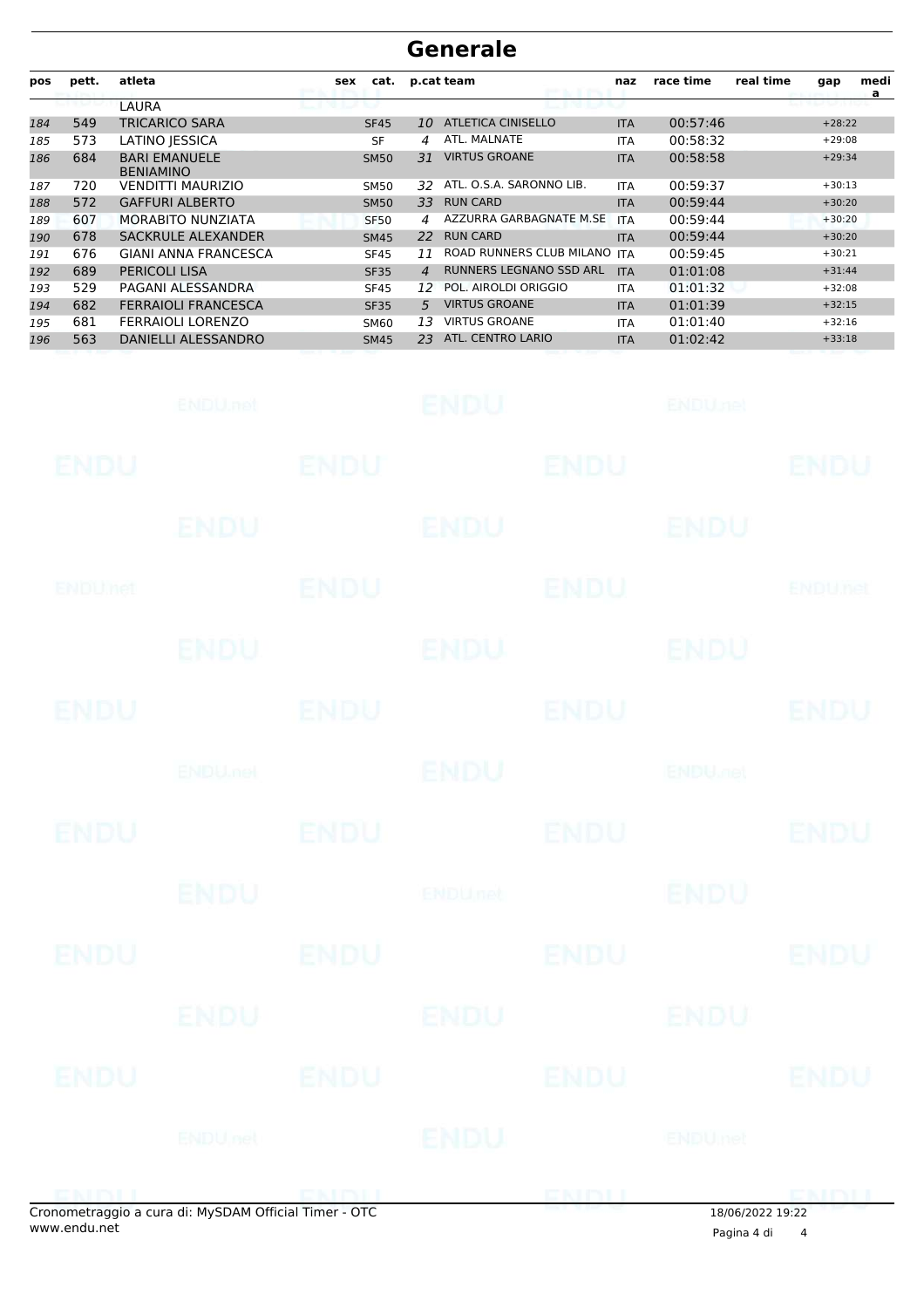# Generale

| pos | pett. | atleta | sex | cat. | p.cat | team | naz | race time | real time | gap | media |
|---|---|---|---|---|---|---|---|---|---|---|---|
| | | LAURA | | | | | | | | | |
| 184 | 549 | TRICARICO SARA | | SF45 | 10 | ATLETICA CINISELLO | ITA | 00:57:46 | | +28:22 | |
| 185 | 573 | LATINO JESSICA | | SF | 4 | ATL. MALNATE | ITA | 00:58:32 | | +29:08 | |
| 186 | 684 | BARI EMANUELE BENIAMINO | | SM50 | 31 | VIRTUS GROANE | ITA | 00:58:58 | | +29:34 | |
| 187 | 720 | VENDITTI MAURIZIO | | SM50 | 32 | ATL. O.S.A. SARONNO LIB. | ITA | 00:59:37 | | +30:13 | |
| 188 | 572 | GAFFURI ALBERTO | | SM50 | 33 | RUN CARD | ITA | 00:59:44 | | +30:20 | |
| 189 | 607 | MORABITO NUNZIATA | | SF50 | 4 | AZZURRA GARBAGNATE M.SE | ITA | 00:59:44 | | +30:20 | |
| 190 | 678 | SACKRULE ALEXANDER | | SM45 | 22 | RUN CARD | ITA | 00:59:44 | | +30:20 | |
| 191 | 676 | GIANI ANNA FRANCESCA | | SF45 | 11 | ROAD RUNNERS CLUB MILANO | ITA | 00:59:45 | | +30:21 | |
| 192 | 689 | PERICOLI LISA | | SF35 | 4 | RUNNERS LEGNANO SSD ARL | ITA | 01:01:08 | | +31:44 | |
| 193 | 529 | PAGANI ALESSANDRA | | SF45 | 12 | POL. AIROLDI ORIGGIO | ITA | 01:01:32 | | +32:08 | |
| 194 | 682 | FERRAIOLI FRANCESCA | | SF35 | 5 | VIRTUS GROANE | ITA | 01:01:39 | | +32:15 | |
| 195 | 681 | FERRAIOLI LORENZO | | SM60 | 13 | VIRTUS GROANE | ITA | 01:01:40 | | +32:16 | |
| 196 | 563 | DANIELLI ALESSANDRO | | SM45 | 23 | ATL. CENTRO LARIO | ITA | 01:02:42 | | +33:18 | |

Cronometraggio a cura di: MySDAM Official Timer - OTC
www.endu.net

18/06/2022 19:22